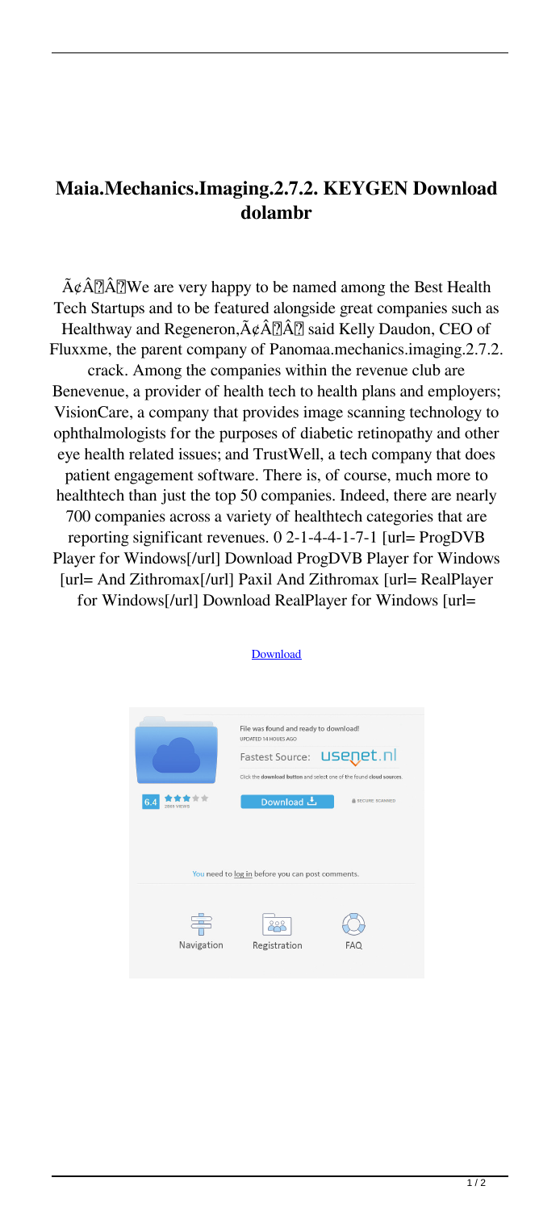# Maia.Mechanics.Imaging.2.7.2. KEYGEN Download dolambr

Ã¢Â�Â�We are very happy to be named among the Best Health Tech Startups and to be featured alongside great companies such as Healthway and Regeneron,Ã¢Â�Â� said Kelly Daudon, CEO of Fluxxme, the parent company of Panomaa.mechanics.imaging.2.7.2. crack. Among the companies within the revenue club are Benevenue, a provider of health tech to health plans and employers; VisionCare, a company that provides image scanning technology to ophthalmologists for the purposes of diabetic retinopathy and other eye health related issues; and TrustWell, a tech company that does patient engagement software. There is, of course, much more to healthtech than just the top 50 companies. Indeed, there are nearly 700 companies across a variety of healthtech categories that are reporting significant revenues. 0 2-1-4-4-1-7-1 [url= ProgDVB Player for Windows[/url] Download ProgDVB Player for Windows [url= And Zithromax[/url] Paxil And Zithromax [url= RealPlayer for Windows[/url] Download RealPlayer for Windows [url=

Download

File was found and ready to download!

UPDATED 14 HOURS AGO

Fastest Source: usenet.nl

Click the **download button** and select one of the found **cloud sources**.

6.4 2868 VIEWS

Download

SECURE SCANNED

You need to log in before you can post comments.

Navigation Registration FAQ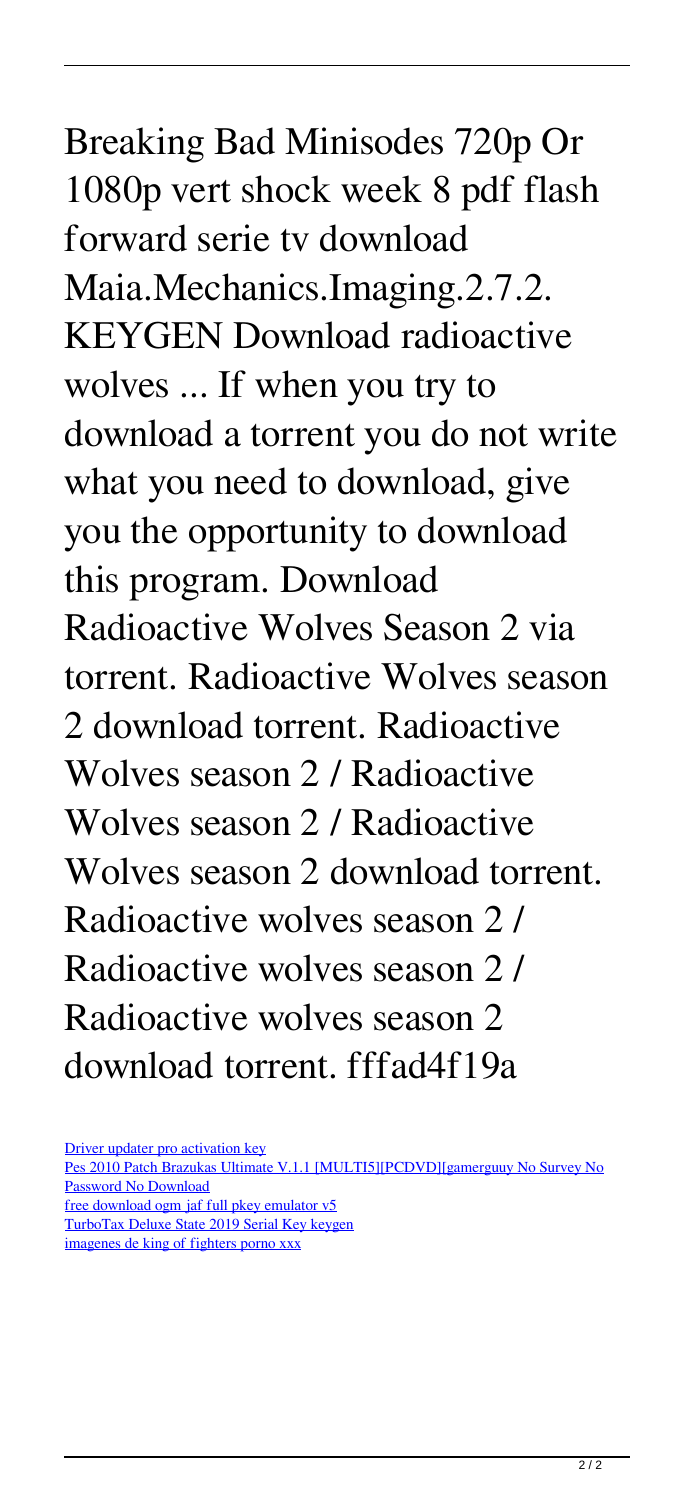Breaking Bad Minisodes 720p Or 1080p vert shock week 8 pdf flash forward serie tv download Maia.Mechanics.Imaging.2.7.2. KEYGEN Download radioactive wolves ... If when you try to download a torrent you do not write what you need to download, give you the opportunity to download this program. Download Radioactive Wolves Season 2 via torrent. Radioactive Wolves season 2 download torrent. Radioactive Wolves season 2 / Radioactive Wolves season 2 / Radioactive Wolves season 2 download torrent. Radioactive wolves season 2 / Radioactive wolves season 2 / Radioactive wolves season 2 download torrent. fffad4f19a

Driver updater pro activation key
Pes 2010 Patch Brazukas Ultimate V.1.1 [MULTI5][PCDVD][gamerguuy No Survey No Password No Download
free download ogm jaf full pkey emulator v5
TurboTax Deluxe State 2019 Serial Key keygen
imagenes de king of fighters porno xxx